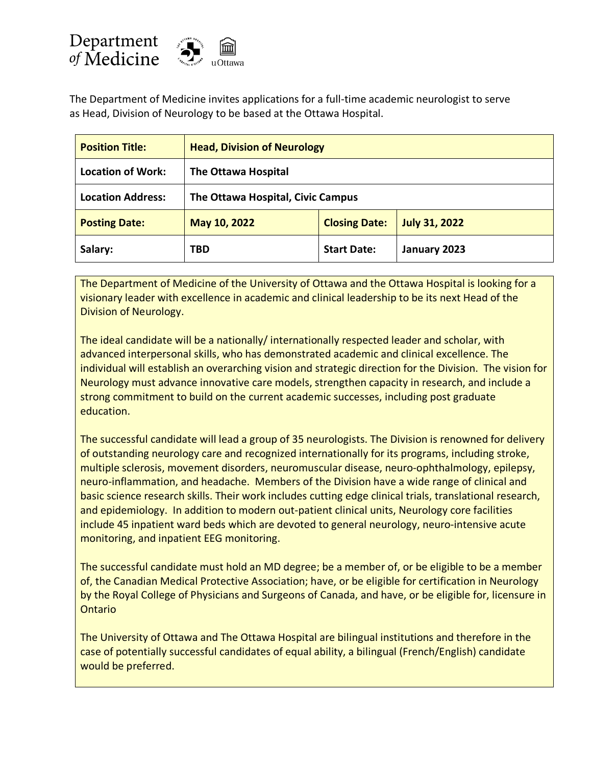Department of Medicine

uOttawa

The Department of Medicine invites applications for a full-time academic neurologist to serve as Head, Division of Neurology to be based at the Ottawa Hospital.

| **Position Title:** | **Head, Division of Neurology** | | |
|---|---|---|---|
| **Location of Work:** | **The Ottawa Hospital** | | |
| **Location Address:** | **The Ottawa Hospital, Civic Campus** | | |
| **Posting Date:** | **May 10, 2022** | **Closing Date:** | **July 31, 2022** |
| **Salary:** | **TBD** | **Start Date:** | **January 2023** |

The Department of Medicine of the University of Ottawa and the Ottawa Hospital is looking for a visionary leader with excellence in academic and clinical leadership to be its next Head of the Division of Neurology.

The ideal candidate will be a nationally/ internationally respected leader and scholar, with advanced interpersonal skills, who has demonstrated academic and clinical excellence. The individual will establish an overarching vision and strategic direction for the Division. The vision for Neurology must advance innovative care models, strengthen capacity in research, and include a strong commitment to build on the current academic successes, including post graduate education.

The successful candidate will lead a group of 35 neurologists. The Division is renowned for delivery of outstanding neurology care and recognized internationally for its programs, including stroke, multiple sclerosis, movement disorders, neuromuscular disease, neuro-ophthalmology, epilepsy, neuro-inflammation, and headache. Members of the Division have a wide range of clinical and basic science research skills. Their work includes cutting edge clinical trials, translational research, and epidemiology. In addition to modern out-patient clinical units, Neurology core facilities include 45 inpatient ward beds which are devoted to general neurology, neuro-intensive acute monitoring, and inpatient EEG monitoring.

The successful candidate must hold an MD degree; be a member of, or be eligible to be a member of, the Canadian Medical Protective Association; have, or be eligible for certification in Neurology by the Royal College of Physicians and Surgeons of Canada, and have, or be eligible for, licensure in Ontario

The University of Ottawa and The Ottawa Hospital are bilingual institutions and therefore in the case of potentially successful candidates of equal ability, a bilingual (French/English) candidate would be preferred.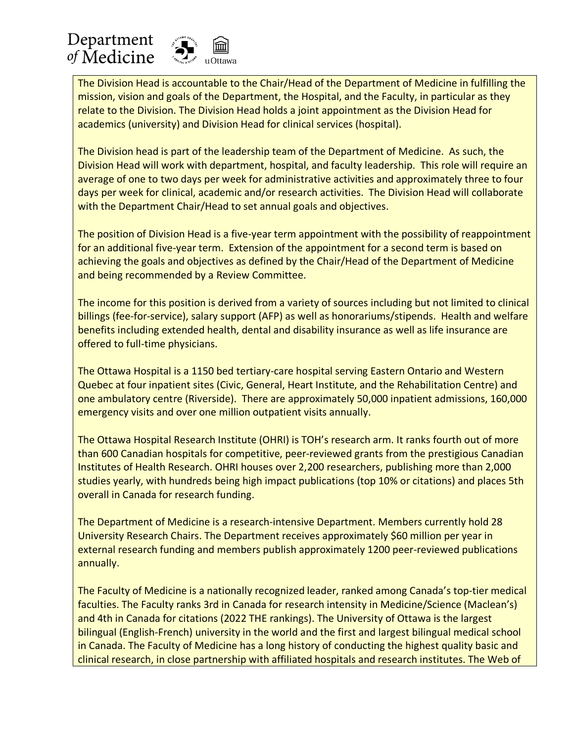The Division Head is accountable to the Chair/Head of the Department of Medicine in fulfilling the mission, vision and goals of the Department, the Hospital, and the Faculty, in particular as they relate to the Division. The Division Head holds a joint appointment as the Division Head for academics (university) and Division Head for clinical services (hospital).

The Division head is part of the leadership team of the Department of Medicine. As such, the Division Head will work with department, hospital, and faculty leadership. This role will require an average of one to two days per week for administrative activities and approximately three to four days per week for clinical, academic and/or research activities. The Division Head will collaborate with the Department Chair/Head to set annual goals and objectives.

The position of Division Head is a five-year term appointment with the possibility of reappointment for an additional five-year term. Extension of the appointment for a second term is based on achieving the goals and objectives as defined by the Chair/Head of the Department of Medicine and being recommended by a Review Committee.

The income for this position is derived from a variety of sources including but not limited to clinical billings (fee-for-service), salary support (AFP) as well as honorariums/stipends. Health and welfare benefits including extended health, dental and disability insurance as well as life insurance are offered to full-time physicians.

The Ottawa Hospital is a 1150 bed tertiary-care hospital serving Eastern Ontario and Western Quebec at four inpatient sites (Civic, General, Heart Institute, and the Rehabilitation Centre) and one ambulatory centre (Riverside). There are approximately 50,000 inpatient admissions, 160,000 emergency visits and over one million outpatient visits annually.

The Ottawa Hospital Research Institute (OHRI) is TOH's research arm. It ranks fourth out of more than 600 Canadian hospitals for competitive, peer-reviewed grants from the prestigious Canadian Institutes of Health Research. OHRI houses over 2,200 researchers, publishing more than 2,000 studies yearly, with hundreds being high impact publications (top 10% or citations) and places 5th overall in Canada for research funding.

The Department of Medicine is a research-intensive Department. Members currently hold 28 University Research Chairs. The Department receives approximately $60 million per year in external research funding and members publish approximately 1200 peer-reviewed publications annually.

The Faculty of Medicine is a nationally recognized leader, ranked among Canada's top-tier medical faculties. The Faculty ranks 3rd in Canada for research intensity in Medicine/Science (Maclean's) and 4th in Canada for citations (2022 THE rankings). The University of Ottawa is the largest bilingual (English-French) university in the world and the first and largest bilingual medical school in Canada. The Faculty of Medicine has a long history of conducting the highest quality basic and clinical research, in close partnership with affiliated hospitals and research institutes. The Web of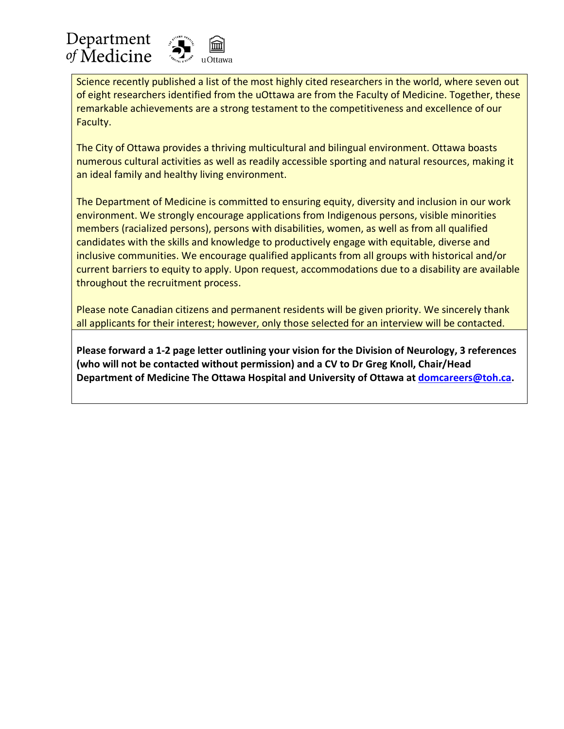Science recently published a list of the most highly cited researchers in the world, where seven out of eight researchers identified from the uOttawa are from the Faculty of Medicine. Together, these remarkable achievements are a strong testament to the competitiveness and excellence of our Faculty.

The City of Ottawa provides a thriving multicultural and bilingual environment. Ottawa boasts numerous cultural activities as well as readily accessible sporting and natural resources, making it an ideal family and healthy living environment.

The Department of Medicine is committed to ensuring equity, diversity and inclusion in our work environment. We strongly encourage applications from Indigenous persons, visible minorities members (racialized persons), persons with disabilities, women, as well as from all qualified candidates with the skills and knowledge to productively engage with equitable, diverse and inclusive communities. We encourage qualified applicants from all groups with historical and/or current barriers to equity to apply. Upon request, accommodations due to a disability are available throughout the recruitment process.

Please note Canadian citizens and permanent residents will be given priority. We sincerely thank all applicants for their interest; however, only those selected for an interview will be contacted.

**Please forward a 1-2 page letter outlining your vision for the Division of Neurology, 3 references (who will not be contacted without permission) and a CV to Dr Greg Knoll, Chair/Head Department of Medicine The Ottawa Hospital and University of Ottawa at domcareers@toh.ca.**